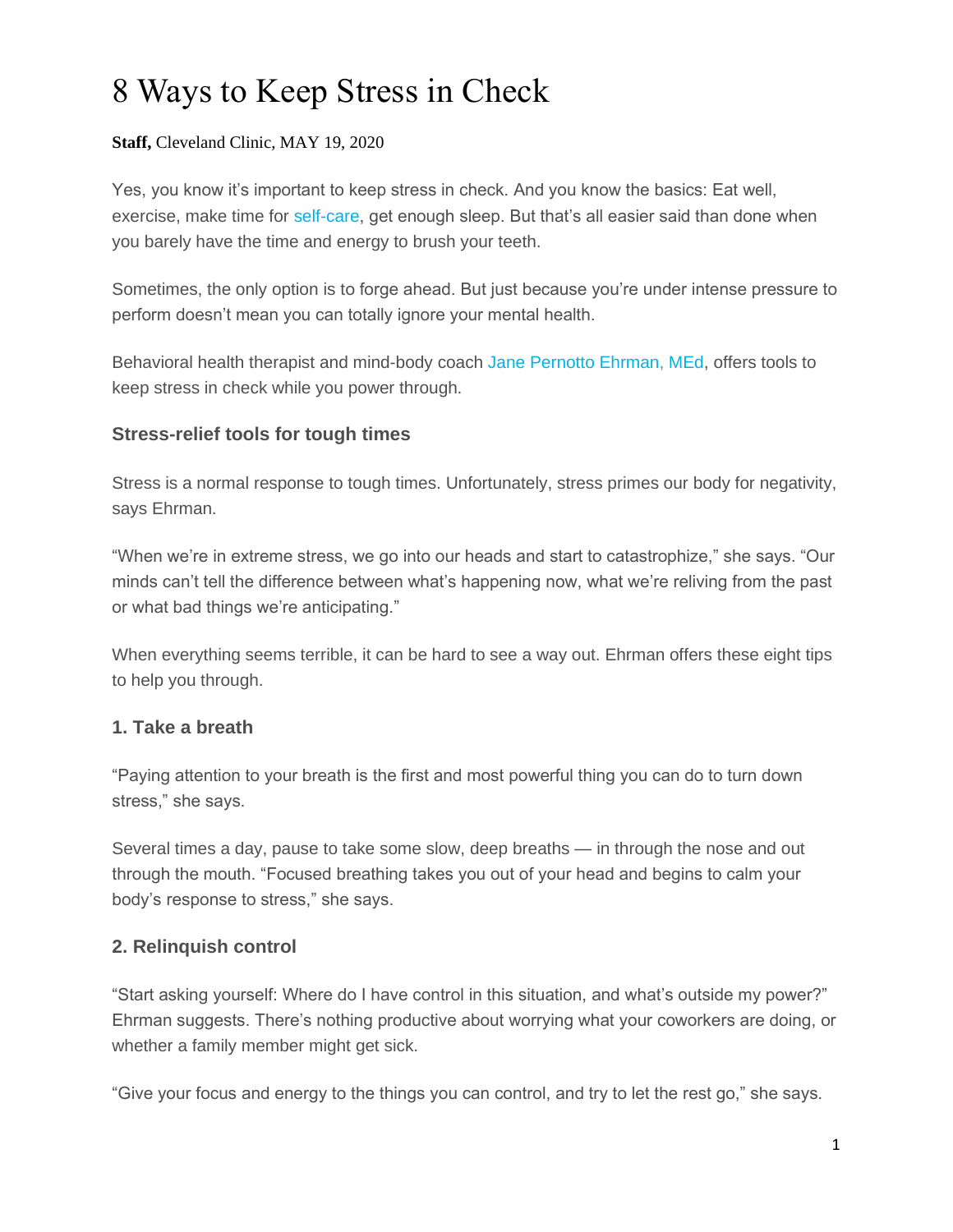# 8 Ways to Keep Stress in Check

**Staff,** Cleveland Clinic, MAY 19, 2020

Yes, you know it's important to keep stress in check. And you know the basics: Eat well, exercise, make time for self-care, get enough sleep. But that's all easier said than done when you barely have the time and energy to brush your teeth.

Sometimes, the only option is to forge ahead. But just because you're under intense pressure to perform doesn't mean you can totally ignore your mental health.

Behavioral health therapist and mind-body coach Jane Pernotto Ehrman, MEd, offers tools to keep stress in check while you power through.

### Stress-relief tools for tough times

Stress is a normal response to tough times. Unfortunately, stress primes our body for negativity, says Ehrman.

"When we're in extreme stress, we go into our heads and start to catastrophize," she says. "Our minds can't tell the difference between what's happening now, what we're reliving from the past or what bad things we're anticipating."

When everything seems terrible, it can be hard to see a way out. Ehrman offers these eight tips to help you through.

### 1. Take a breath

"Paying attention to your breath is the first and most powerful thing you can do to turn down stress," she says.

Several times a day, pause to take some slow, deep breaths — in through the nose and out through the mouth. "Focused breathing takes you out of your head and begins to calm your body's response to stress," she says.

### 2. Relinquish control

"Start asking yourself: Where do I have control in this situation, and what's outside my power?" Ehrman suggests. There's nothing productive about worrying what your coworkers are doing, or whether a family member might get sick.

"Give your focus and energy to the things you can control, and try to let the rest go," she says.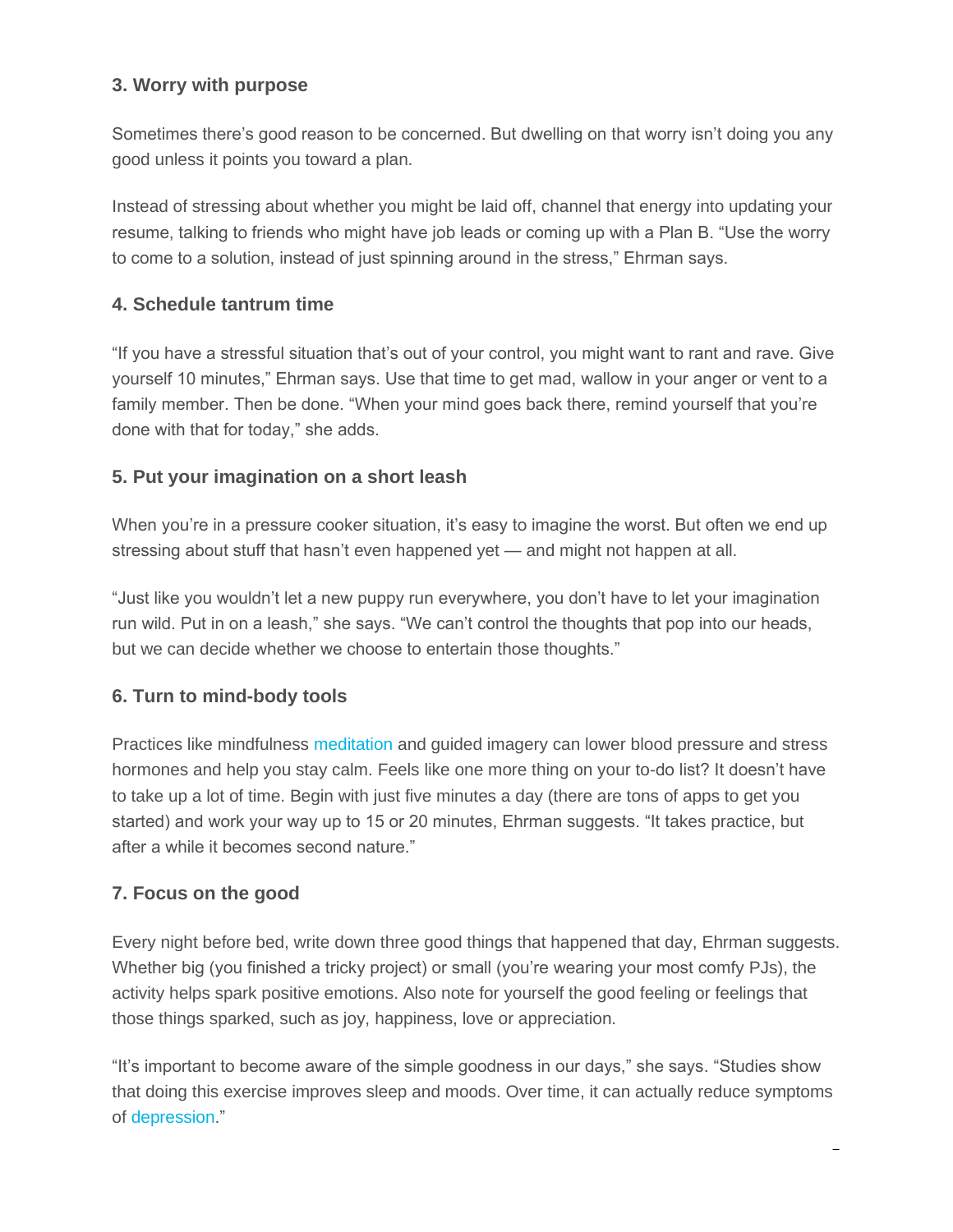### 3. Worry with purpose

Sometimes there's good reason to be concerned. But dwelling on that worry isn't doing you any good unless it points you toward a plan.

Instead of stressing about whether you might be laid off, channel that energy into updating your resume, talking to friends who might have job leads or coming up with a Plan B. "Use the worry to come to a solution, instead of just spinning around in the stress," Ehrman says.

### 4. Schedule tantrum time

"If you have a stressful situation that's out of your control, you might want to rant and rave. Give yourself 10 minutes," Ehrman says. Use that time to get mad, wallow in your anger or vent to a family member. Then be done. "When your mind goes back there, remind yourself that you're done with that for today," she adds.

### 5. Put your imagination on a short leash

When you're in a pressure cooker situation, it's easy to imagine the worst. But often we end up stressing about stuff that hasn't even happened yet — and might not happen at all.

"Just like you wouldn't let a new puppy run everywhere, you don't have to let your imagination run wild. Put in on a leash," she says. "We can't control the thoughts that pop into our heads, but we can decide whether we choose to entertain those thoughts."

### 6. Turn to mind-body tools

Practices like mindfulness meditation and guided imagery can lower blood pressure and stress hormones and help you stay calm. Feels like one more thing on your to-do list? It doesn't have to take up a lot of time. Begin with just five minutes a day (there are tons of apps to get you started) and work your way up to 15 or 20 minutes, Ehrman suggests. "It takes practice, but after a while it becomes second nature."

### 7. Focus on the good

Every night before bed, write down three good things that happened that day, Ehrman suggests. Whether big (you finished a tricky project) or small (you're wearing your most comfy PJs), the activity helps spark positive emotions. Also note for yourself the good feeling or feelings that those things sparked, such as joy, happiness, love or appreciation.

"It's important to become aware of the simple goodness in our days," she says. "Studies show that doing this exercise improves sleep and moods. Over time, it can actually reduce symptoms of depression."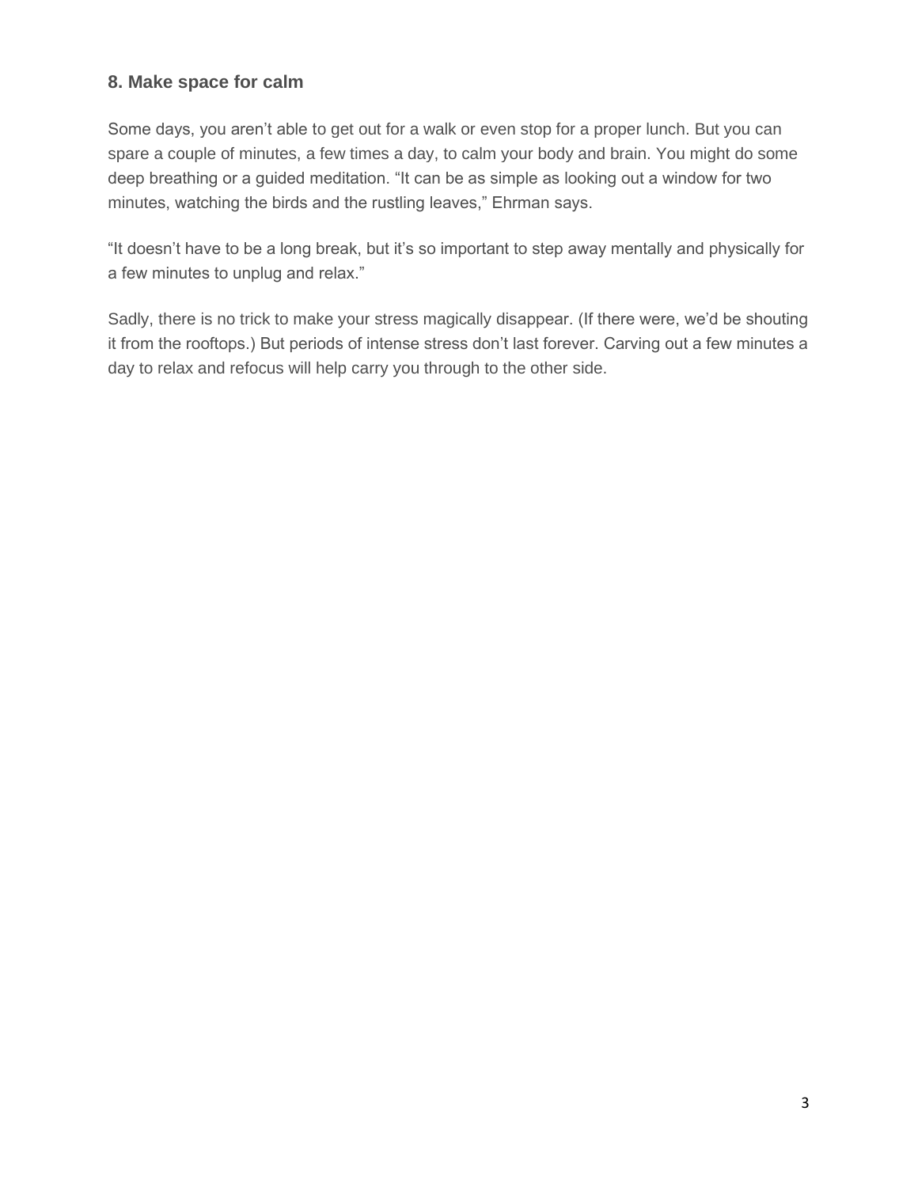### 8. Make space for calm

Some days, you aren't able to get out for a walk or even stop for a proper lunch. But you can spare a couple of minutes, a few times a day, to calm your body and brain. You might do some deep breathing or a guided meditation. "It can be as simple as looking out a window for two minutes, watching the birds and the rustling leaves," Ehrman says.

"It doesn't have to be a long break, but it's so important to step away mentally and physically for a few minutes to unplug and relax."

Sadly, there is no trick to make your stress magically disappear. (If there were, we'd be shouting it from the rooftops.) But periods of intense stress don't last forever. Carving out a few minutes a day to relax and refocus will help carry you through to the other side.